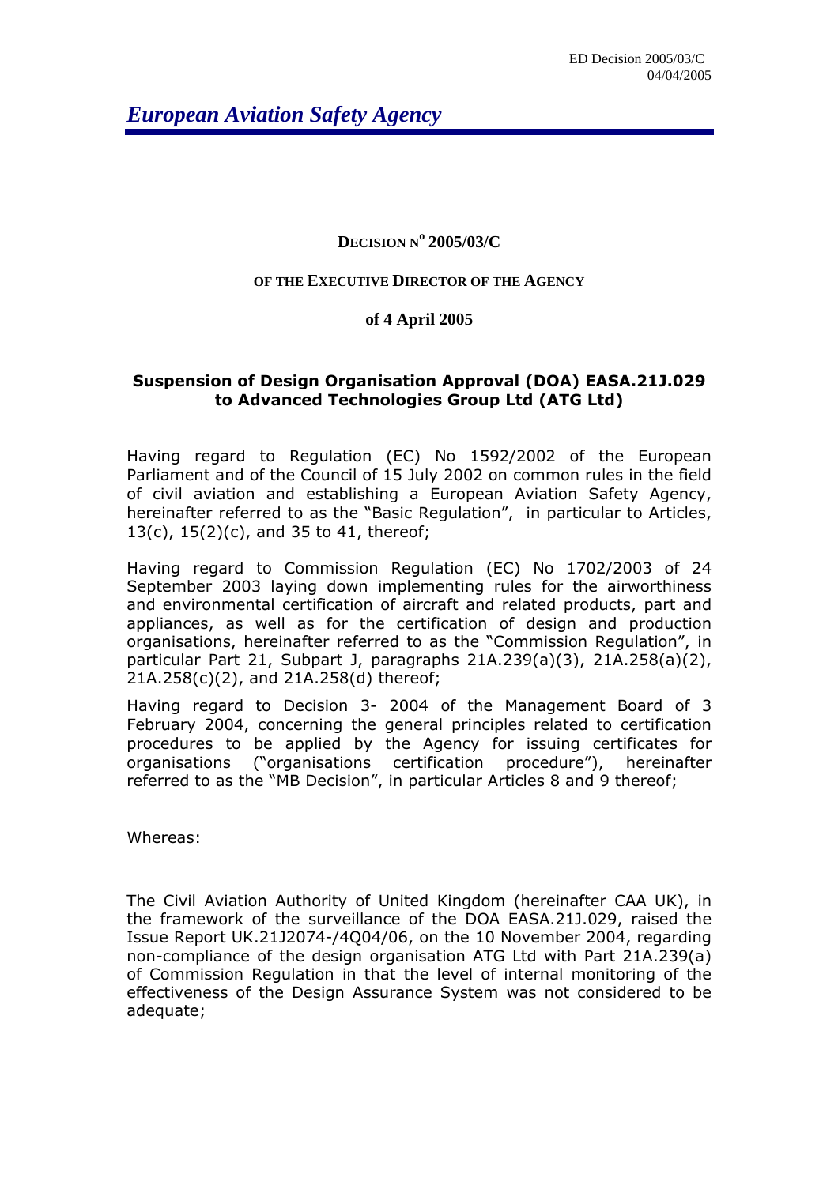ED Decision 2005/03/C
04/04/2005

*European Aviation Safety Agency*

# DECISION N° 2005/03/C

## OF THE EXECUTIVE DIRECTOR OF THE AGENCY

### of 4 April 2005

**Suspension of Design Organisation Approval (DOA) EASA.21J.029 to Advanced Technologies Group Ltd (ATG Ltd)**

Having regard to Regulation (EC) No 1592/2002 of the European Parliament and of the Council of 15 July 2002 on common rules in the field of civil aviation and establishing a European Aviation Safety Agency, hereinafter referred to as the "Basic Regulation", in particular to Articles, 13(c), 15(2)(c), and 35 to 41, thereof;

Having regard to Commission Regulation (EC) No 1702/2003 of 24 September 2003 laying down implementing rules for the airworthiness and environmental certification of aircraft and related products, part and appliances, as well as for the certification of design and production organisations, hereinafter referred to as the "Commission Regulation", in particular Part 21, Subpart J, paragraphs 21A.239(a)(3), 21A.258(a)(2), 21A.258(c)(2), and 21A.258(d) thereof;

Having regard to Decision 3- 2004 of the Management Board of 3 February 2004, concerning the general principles related to certification procedures to be applied by the Agency for issuing certificates for organisations ("organisations certification procedure"), hereinafter referred to as the "MB Decision", in particular Articles 8 and 9 thereof;

Whereas:

The Civil Aviation Authority of United Kingdom (hereinafter CAA UK), in the framework of the surveillance of the DOA EASA.21J.029, raised the Issue Report UK.21J2074-/4Q04/06, on the 10 November 2004, regarding non-compliance of the design organisation ATG Ltd with Part 21A.239(a) of Commission Regulation in that the level of internal monitoring of the effectiveness of the Design Assurance System was not considered to be adequate;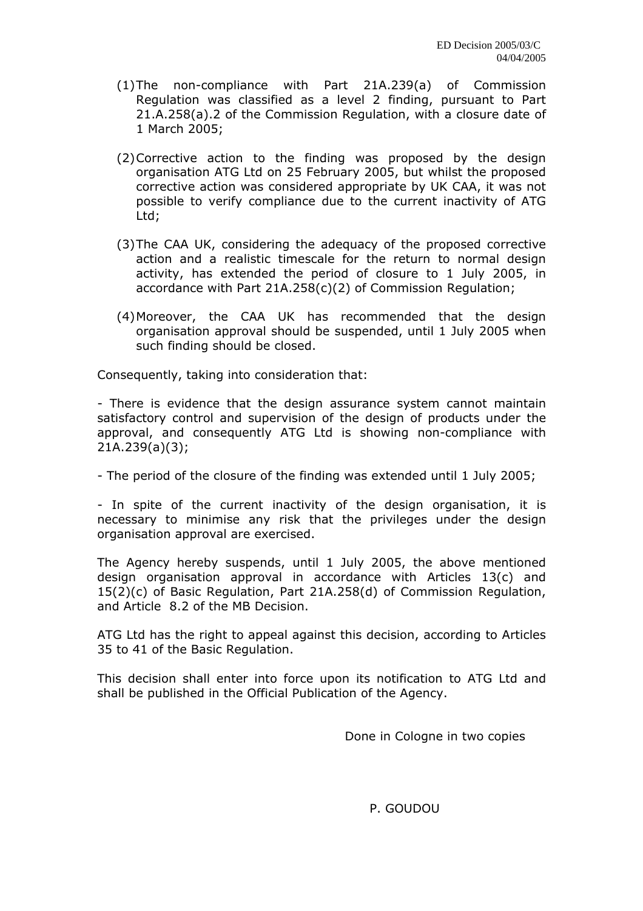(1) The non-compliance with Part 21A.239(a) of Commission Regulation was classified as a level 2 finding, pursuant to Part 21.A.258(a).2 of the Commission Regulation, with a closure date of 1 March 2005;

(2) Corrective action to the finding was proposed by the design organisation ATG Ltd on 25 February 2005, but whilst the proposed corrective action was considered appropriate by UK CAA, it was not possible to verify compliance due to the current inactivity of ATG Ltd;

(3) The CAA UK, considering the adequacy of the proposed corrective action and a realistic timescale for the return to normal design activity, has extended the period of closure to 1 July 2005, in accordance with Part 21A.258(c)(2) of Commission Regulation;

(4) Moreover, the CAA UK has recommended that the design organisation approval should be suspended, until 1 July 2005 when such finding should be closed.

Consequently, taking into consideration that:

- There is evidence that the design assurance system cannot maintain satisfactory control and supervision of the design of products under the approval, and consequently ATG Ltd is showing non-compliance with 21A.239(a)(3);

- The period of the closure of the finding was extended until 1 July 2005;

- In spite of the current inactivity of the design organisation, it is necessary to minimise any risk that the privileges under the design organisation approval are exercised.

The Agency hereby suspends, until 1 July 2005, the above mentioned design organisation approval in accordance with Articles 13(c) and 15(2)(c) of Basic Regulation, Part 21A.258(d) of Commission Regulation, and Article 8.2 of the MB Decision.

ATG Ltd has the right to appeal against this decision, according to Articles 35 to 41 of the Basic Regulation.

This decision shall enter into force upon its notification to ATG Ltd and shall be published in the Official Publication of the Agency.

Done in Cologne in two copies

P. GOUDOU